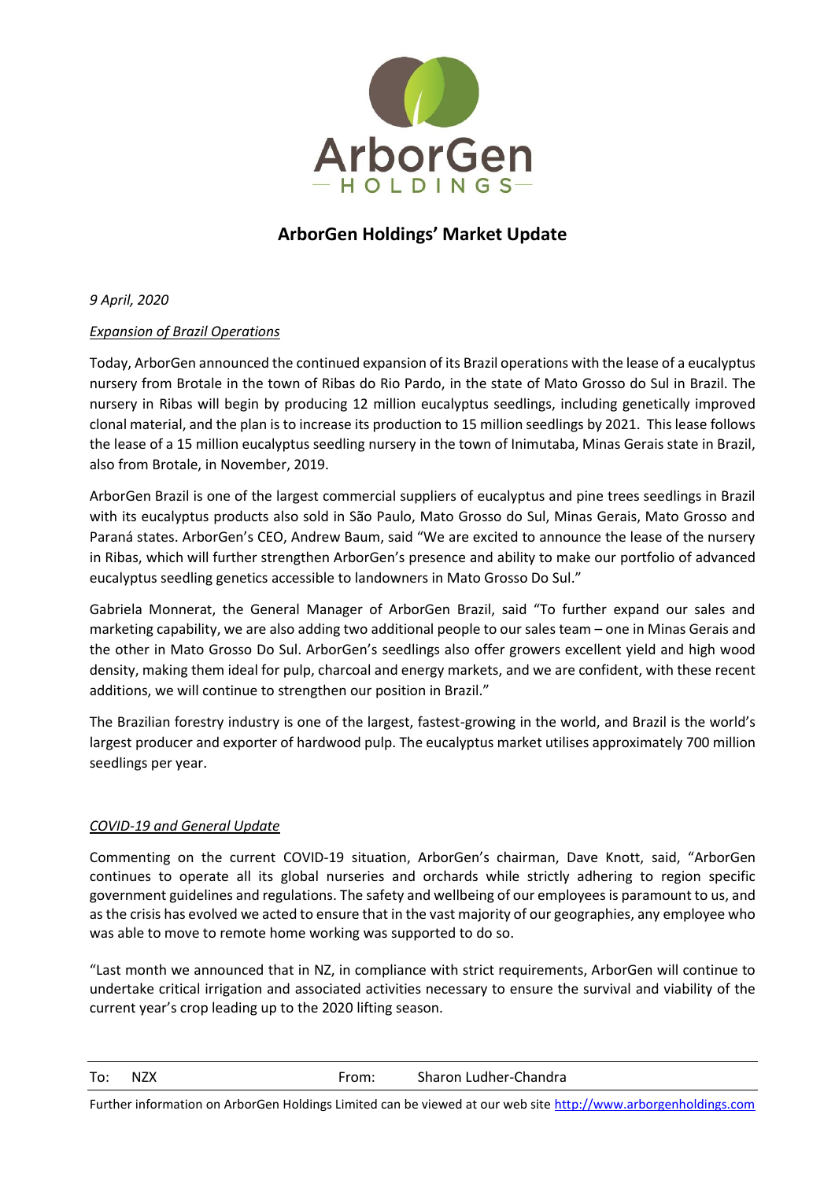ArborGen HOLDINGS

## ArborGen Holdings' Market Update

*9 April, 2020*

*Expansion of Brazil Operations*

Today, ArborGen announced the continued expansion of its Brazil operations with the lease of a eucalyptus nursery from Brotale in the town of Ribas do Rio Pardo, in the state of Mato Grosso do Sul in Brazil. The nursery in Ribas will begin by producing 12 million eucalyptus seedlings, including genetically improved clonal material, and the plan is to increase its production to 15 million seedlings by 2021. This lease follows the lease of a 15 million eucalyptus seedling nursery in the town of Inimutaba, Minas Gerais state in Brazil, also from Brotale, in November, 2019.

ArborGen Brazil is one of the largest commercial suppliers of eucalyptus and pine trees seedlings in Brazil with its eucalyptus products also sold in São Paulo, Mato Grosso do Sul, Minas Gerais, Mato Grosso and Paraná states. ArborGen's CEO, Andrew Baum, said "We are excited to announce the lease of the nursery in Ribas, which will further strengthen ArborGen's presence and ability to make our portfolio of advanced eucalyptus seedling genetics accessible to landowners in Mato Grosso Do Sul."

Gabriela Monnerat, the General Manager of ArborGen Brazil, said "To further expand our sales and marketing capability, we are also adding two additional people to our sales team – one in Minas Gerais and the other in Mato Grosso Do Sul. ArborGen's seedlings also offer growers excellent yield and high wood density, making them ideal for pulp, charcoal and energy markets, and we are confident, with these recent additions, we will continue to strengthen our position in Brazil."

The Brazilian forestry industry is one of the largest, fastest-growing in the world, and Brazil is the world's largest producer and exporter of hardwood pulp. The eucalyptus market utilises approximately 700 million seedlings per year.

*COVID-19 and General Update*

Commenting on the current COVID-19 situation, ArborGen's chairman, Dave Knott, said, "ArborGen continues to operate all its global nurseries and orchards while strictly adhering to region specific government guidelines and regulations. The safety and wellbeing of our employees is paramount to us, and as the crisis has evolved we acted to ensure that in the vast majority of our geographies, any employee who was able to move to remote home working was supported to do so.

"Last month we announced that in NZ, in compliance with strict requirements, ArborGen will continue to undertake critical irrigation and associated activities necessary to ensure the survival and viability of the current year's crop leading up to the 2020 lifting season.

| To: | NZX | From: | Sharon Ludher-Chandra |
|---|---|---|---|

Further information on ArborGen Holdings Limited can be viewed at our web site http://www.arborgenholdings.com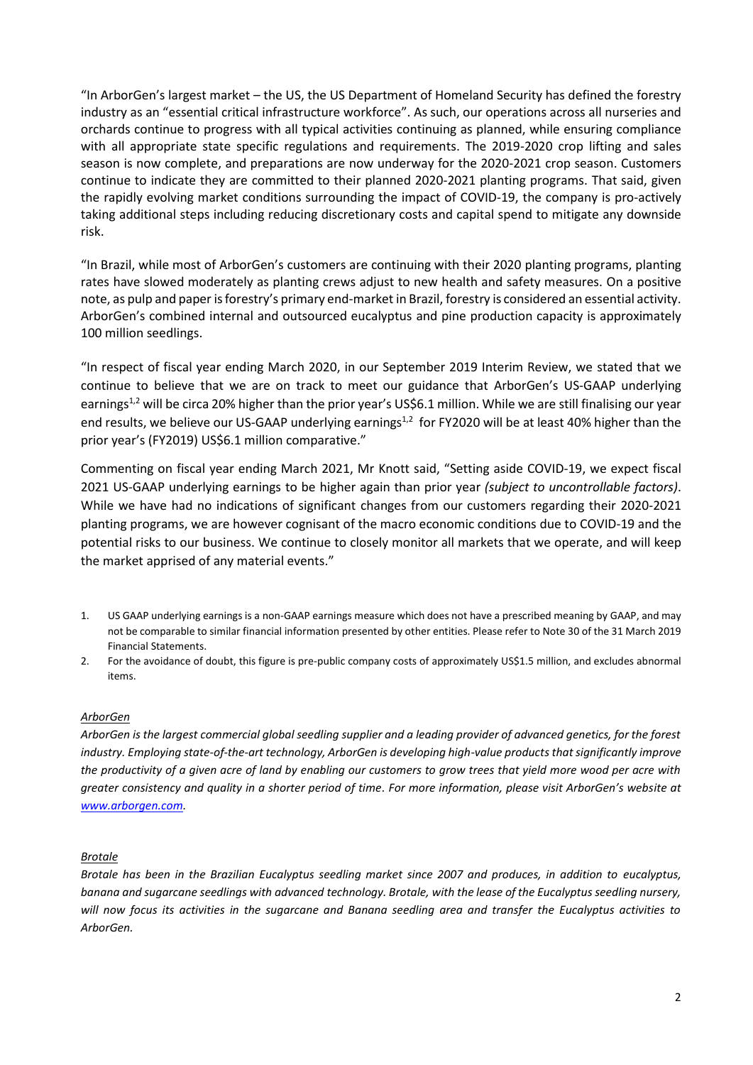"In ArborGen's largest market – the US, the US Department of Homeland Security has defined the forestry industry as an "essential critical infrastructure workforce". As such, our operations across all nurseries and orchards continue to progress with all typical activities continuing as planned, while ensuring compliance with all appropriate state specific regulations and requirements. The 2019-2020 crop lifting and sales season is now complete, and preparations are now underway for the 2020-2021 crop season. Customers continue to indicate they are committed to their planned 2020-2021 planting programs. That said, given the rapidly evolving market conditions surrounding the impact of COVID-19, the company is pro-actively taking additional steps including reducing discretionary costs and capital spend to mitigate any downside risk.

"In Brazil, while most of ArborGen's customers are continuing with their 2020 planting programs, planting rates have slowed moderately as planting crews adjust to new health and safety measures. On a positive note, as pulp and paper is forestry's primary end-market in Brazil, forestry is considered an essential activity. ArborGen's combined internal and outsourced eucalyptus and pine production capacity is approximately 100 million seedlings.

"In respect of fiscal year ending March 2020, in our September 2019 Interim Review, we stated that we continue to believe that we are on track to meet our guidance that ArborGen's US-GAAP underlying earnings[1,2] will be circa 20% higher than the prior year's US$6.1 million. While we are still finalising our year end results, we believe our US-GAAP underlying earnings[1,2] for FY2020 will be at least 40% higher than the prior year's (FY2019) US$6.1 million comparative."

Commenting on fiscal year ending March 2021, Mr Knott said, "Setting aside COVID-19, we expect fiscal 2021 US-GAAP underlying earnings to be higher again than prior year *(subject to uncontrollable factors)*. While we have had no indications of significant changes from our customers regarding their 2020-2021 planting programs, we are however cognisant of the macro economic conditions due to COVID-19 and the potential risks to our business. We continue to closely monitor all markets that we operate, and will keep the market apprised of any material events."

1. US GAAP underlying earnings is a non-GAAP earnings measure which does not have a prescribed meaning by GAAP, and may not be comparable to similar financial information presented by other entities. Please refer to Note 30 of the 31 March 2019 Financial Statements.
2. For the avoidance of doubt, this figure is pre-public company costs of approximately US$1.5 million, and excludes abnormal items.

*ArborGen*

*ArborGen is the largest commercial global seedling supplier and a leading provider of advanced genetics, for the forest industry. Employing state-of-the-art technology, ArborGen is developing high-value products that significantly improve the productivity of a given acre of land by enabling our customers to grow trees that yield more wood per acre with greater consistency and quality in a shorter period of time. For more information, please visit ArborGen's website at www.arborgen.com.*

*Brotale*

*Brotale has been in the Brazilian Eucalyptus seedling market since 2007 and produces, in addition to eucalyptus, banana and sugarcane seedlings with advanced technology. Brotale, with the lease of the Eucalyptus seedling nursery, will now focus its activities in the sugarcane and Banana seedling area and transfer the Eucalyptus activities to ArborGen.*